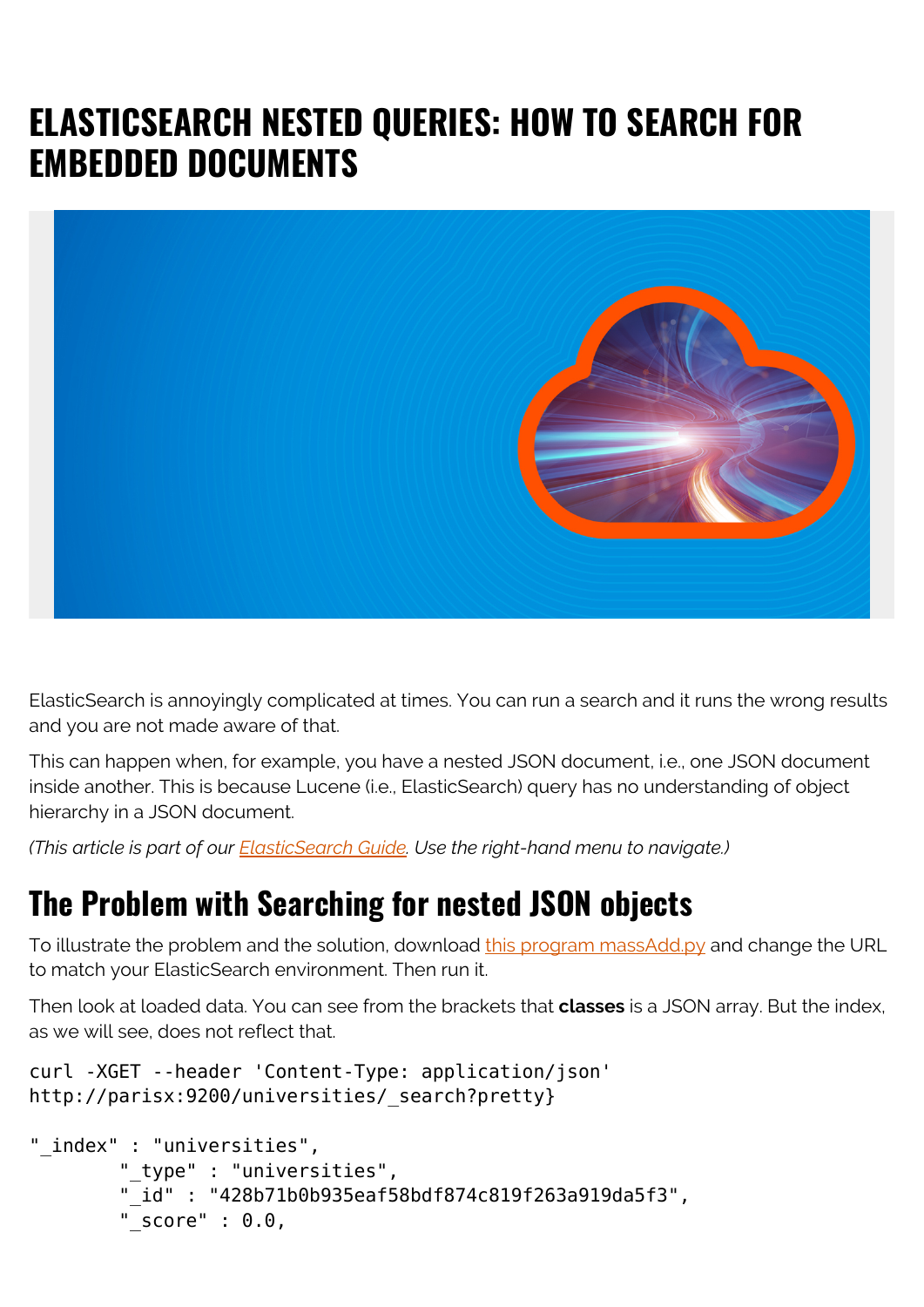# ELASTICSEARCH NESTED QUERIES: HOW TO SEARCH FOR EMBEDDED DOCUMENTS

ElasticSearch is annoyingly complicated at times. You can run a search and it runs the wrong results and you are not made aware of that.

This can happen when, for example, you have a nested JSON document, i.e., one JSON document inside another. This is because Lucene (i.e., ElasticSearch) query has no understanding of object hierarchy in a JSON document.

*(This article is part of our ElasticSearch Guide. Use the right-hand menu to navigate.)*

## The Problem with Searching for nested JSON objects

To illustrate the problem and the solution, download this program massAdd.py and change the URL to match your ElasticSearch environment. Then run it.

Then look at loaded data. You can see from the brackets that **classes** is a JSON array. But the index, as we will see, does not reflect that.

```
curl -XGET --header 'Content-Type: application/json'
http://parisx:9200/universities/_search?pretty}

"_index" : "universities",
        "_type" : "universities",
        "_id" : "428b71b0b935eaf58bdf874c819f263a919da5f3",
        "_score" : 0.0,
```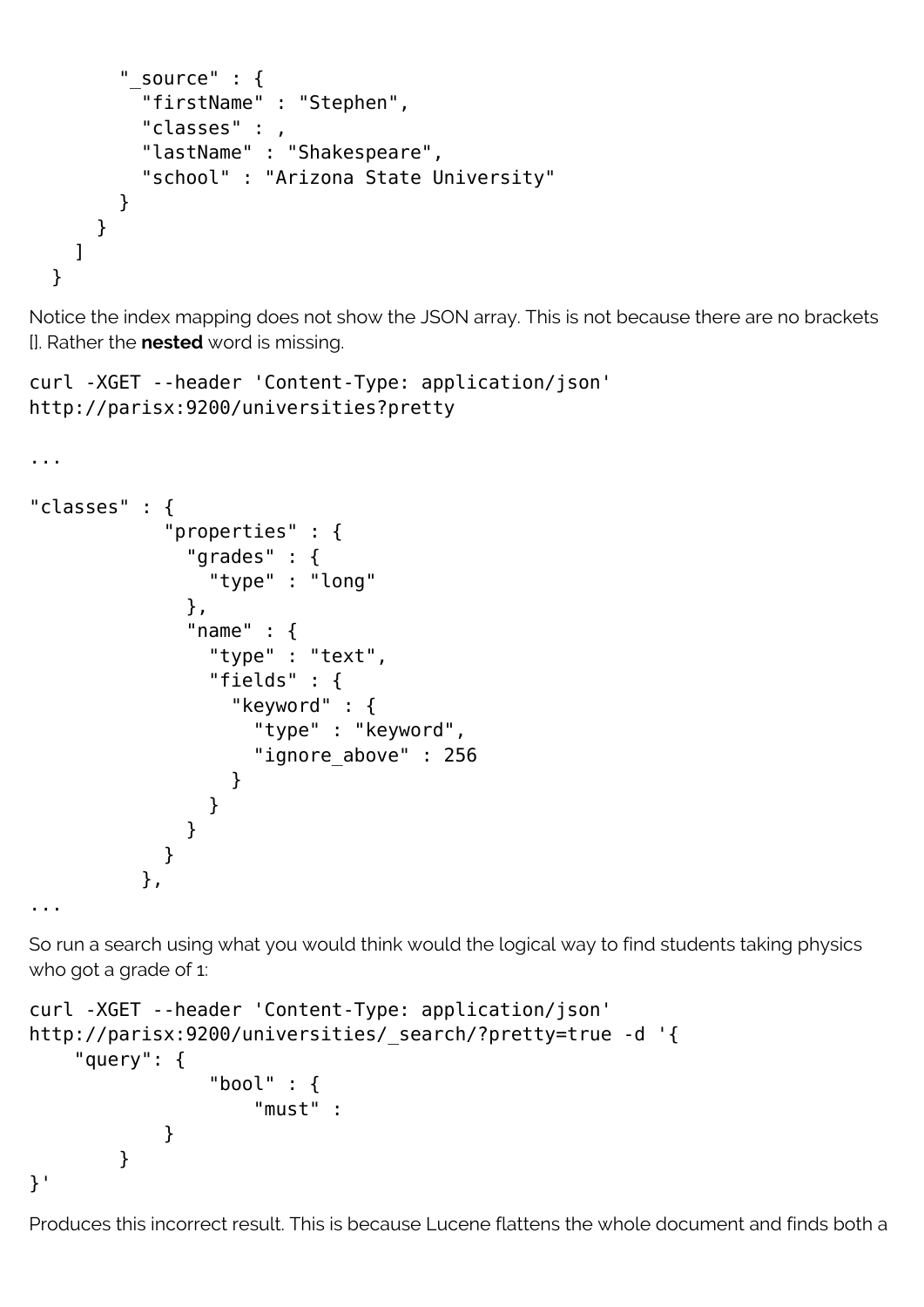```
        "_source" : {
          "firstName" : "Stephen",
          "classes" : ,
          "lastName" : "Shakespeare",
          "school" : "Arizona State University"
        }
      }
    ]
  }
```

Notice the index mapping does not show the JSON array. This is not because there are no brackets []. Rather the **nested** word is missing.

```
curl -XGET --header 'Content-Type: application/json'
http://parisx:9200/universities?pretty

...

"classes" : {
            "properties" : {
              "grades" : {
                "type" : "long"
              },
              "name" : {
                "type" : "text",
                "fields" : {
                  "keyword" : {
                    "type" : "keyword",
                    "ignore_above" : 256
                  }
                }
              }
            }
          },
...
```

So run a search using what you would think would the logical way to find students taking physics who got a grade of 1:

```
curl -XGET --header 'Content-Type: application/json'
http://parisx:9200/universities/_search/?pretty=true -d '{
    "query": {
                "bool" : {
                    "must" :
            }
        }
}'
```

Produces this incorrect result. This is because Lucene flattens the whole document and finds both a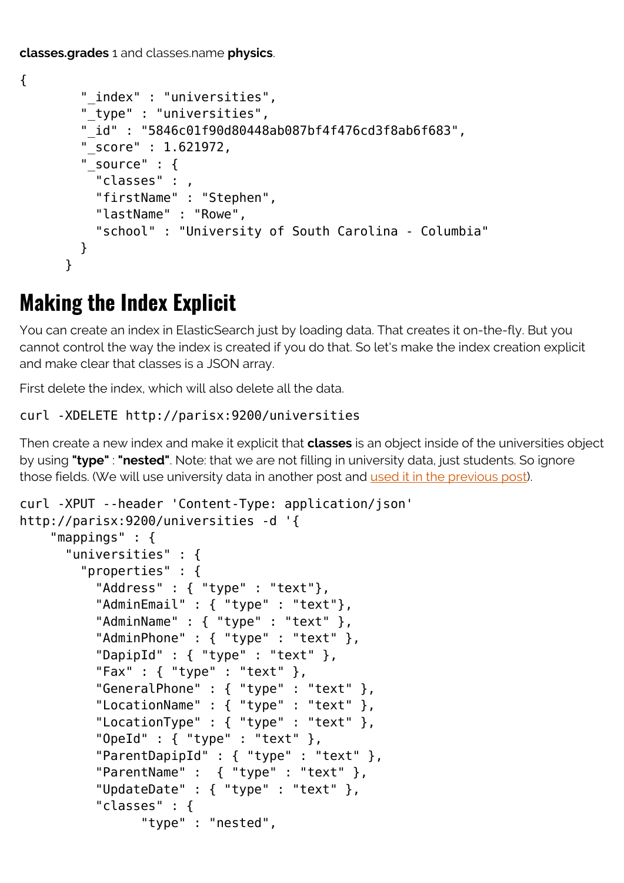**classes.grades** 1 and classes.name **physics**.

```
{
        "_index" : "universities",
        "_type" : "universities",
        "_id" : "5846c01f90d80448ab087bf4f476cd3f8ab6f683",
        "_score" : 1.621972,
        "_source" : {
          "classes" : ,
          "firstName" : "Stephen",
          "lastName" : "Rowe",
          "school" : "University of South Carolina - Columbia"
        }
      }
```

# Making the Index Explicit

You can create an index in ElasticSearch just by loading data. That creates it on-the-fly. But you cannot control the way the index is created if you do that. So let's make the index creation explicit and make clear that classes is a JSON array.

First delete the index, which will also delete all the data.

```
curl -XDELETE http://parisx:9200/universities
```

Then create a new index and make it explicit that **classes** is an object inside of the universities object by using **"type"** : **"nested"**. Note: that we are not filling in university data, just students. So ignore those fields. (We will use university data in another post and used it in the previous post).

```
curl -XPUT --header 'Content-Type: application/json'
http://parisx:9200/universities -d '{
    "mappings" : {
      "universities" : {
        "properties" : {
          "Address" : { "type" : "text"},
          "AdminEmail" : { "type" : "text"},
          "AdminName" : { "type" : "text" },
          "AdminPhone" : { "type" : "text" },
          "DapipId" : { "type" : "text" },
          "Fax" : { "type" : "text" },
          "GeneralPhone" : { "type" : "text" },
          "LocationName" : { "type" : "text" },
          "LocationType" : { "type" : "text" },
          "OpeId" : { "type" : "text" },
          "ParentDapipId" : { "type" : "text" },
          "ParentName" :  { "type" : "text" },
          "UpdateDate" : { "type" : "text" },
          "classes" : {
                "type" : "nested",
```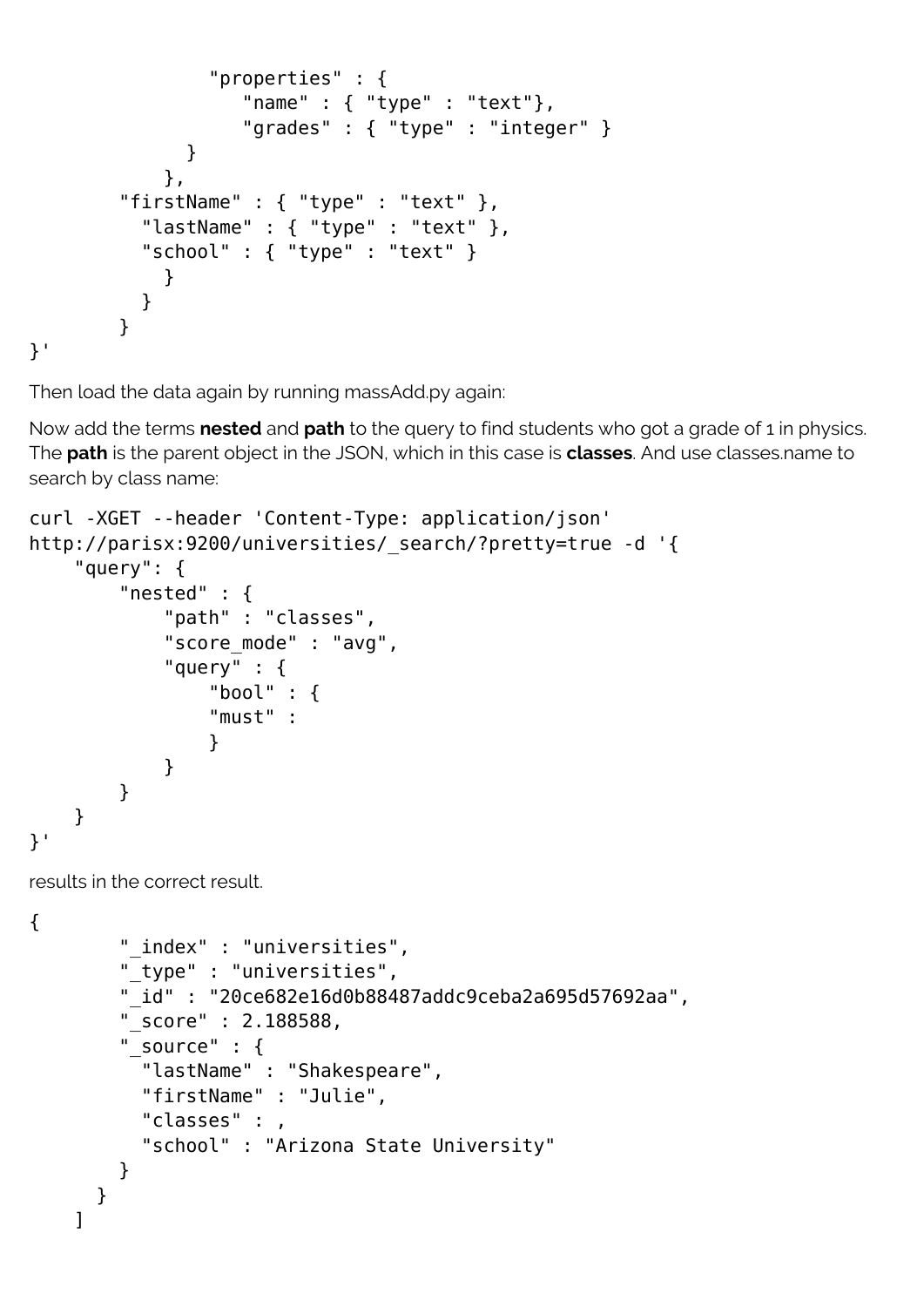```
                "properties" : {
                   "name" : { "type" : "text"},
                   "grades" : { "type" : "integer" }
               }
            },
        "firstName" : { "type" : "text" },
          "lastName" : { "type" : "text" },
          "school" : { "type" : "text" }
            }
          }
        }
}'
```

Then load the data again by running massAdd.py again:

Now add the terms **nested** and **path** to the query to find students who got a grade of 1 in physics. The **path** is the parent object in the JSON, which in this case is **classes**. And use classes.name to search by class name:

```
curl -XGET --header 'Content-Type: application/json'
http://parisx:9200/universities/_search/?pretty=true -d '{
    "query": {
        "nested" : {
            "path" : "classes",
            "score_mode" : "avg",
            "query" : {
                "bool" : {
                "must" :
                }
            }
        }
    }
}'
```

results in the correct result.

```
{
        "_index" : "universities",
        "_type" : "universities",
        "_id" : "20ce682e16d0b88487addc9ceba2a695d57692aa",
        "_score" : 2.188588,
        "_source" : {
          "lastName" : "Shakespeare",
          "firstName" : "Julie",
          "classes" : ,
          "school" : "Arizona State University"
        }
      }
    ]
```